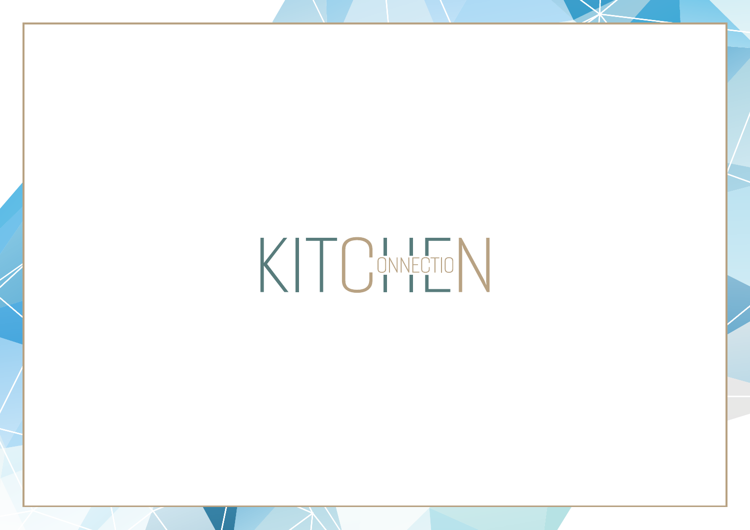# KITCHEN CONNECTION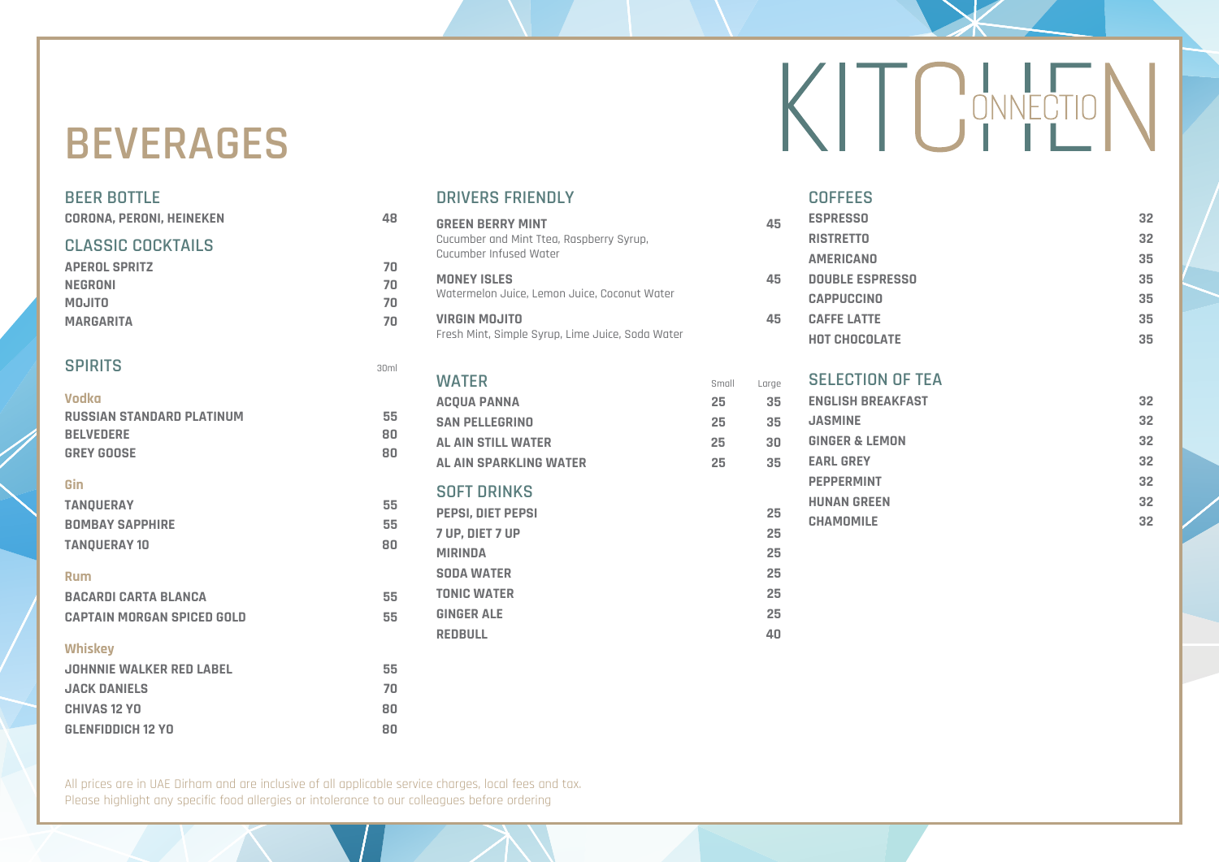# BEVERAGES

KITCHEN CONNECTION

## BEER BOTTLE

| | |
|---|---|
| **CORONA, PERONI, HEINEKEN** | **48** |

## CLASSIC COCKTAILS

| | |
|---|---|
| **APEROL SPRITZ** | **70** |
| **NEGRONI** | **70** |
| **MOJITO** | **70** |
| **MARGARITA** | **70** |

## SPIRITS

| | 30ml |
|---|---|
| **Vodka** | |
| **RUSSIAN STANDARD PLATINUM** | **55** |
| **BELVEDERE** | **80** |
| **GREY GOOSE** | **80** |
| **Gin** | |
| **TANQUERAY** | **55** |
| **BOMBAY SAPPHIRE** | **55** |
| **TANQUERAY 10** | **80** |
| **Rum** | |
| **BACARDI CARTA BLANCA** | **55** |
| **CAPTAIN MORGAN SPICED GOLD** | **55** |
| **Whiskey** | |
| **JOHNNIE WALKER RED LABEL** | **55** |
| **JACK DANIELS** | **70** |
| **CHIVAS 12 YO** | **80** |
| **GLENFIDDICH 12 YO** | **80** |

## DRIVERS FRIENDLY

**GREEN BERRY MINT** — **45**
Cucumber and Mint Ttea, Raspberry Syrup, Cucumber Infused Water

**MONEY ISLES** — **45**
Watermelon Juice, Lemon Juice, Coconut Water

**VIRGIN MOJITO** — **45**
Fresh Mint, Simple Syrup, Lime Juice, Soda Water

## WATER

| | Small | Large |
|---|---|---|
| **ACQUA PANNA** | **25** | **35** |
| **SAN PELLEGRINO** | **25** | **35** |
| **AL AIN STILL WATER** | **25** | **30** |
| **AL AIN SPARKLING WATER** | **25** | **35** |

## SOFT DRINKS

| | |
|---|---|
| **PEPSI, DIET PEPSI** | **25** |
| **7 UP, DIET 7 UP** | **25** |
| **MIRINDA** | **25** |
| **SODA WATER** | **25** |
| **TONIC WATER** | **25** |
| **GINGER ALE** | **25** |
| **REDBULL** | **40** |

## COFFEES

| | |
|---|---|
| **ESPRESSO** | **32** |
| **RISTRETTO** | **32** |
| **AMERICANO** | **35** |
| **DOUBLE ESPRESSO** | **35** |
| **CAPPUCCINO** | **35** |
| **CAFFE LATTE** | **35** |
| **HOT CHOCOLATE** | **35** |

## SELECTION OF TEA

| | |
|---|---|
| **ENGLISH BREAKFAST** | **32** |
| **JASMINE** | **32** |
| **GINGER & LEMON** | **32** |
| **EARL GREY** | **32** |
| **PEPPERMINT** | **32** |
| **HUNAN GREEN** | **32** |
| **CHAMOMILE** | **32** |

All prices are in UAE Dirham and are inclusive of all applicable service charges, local fees and tax.
Please highlight any specific food allergies or intolerance to our colleagues before ordering